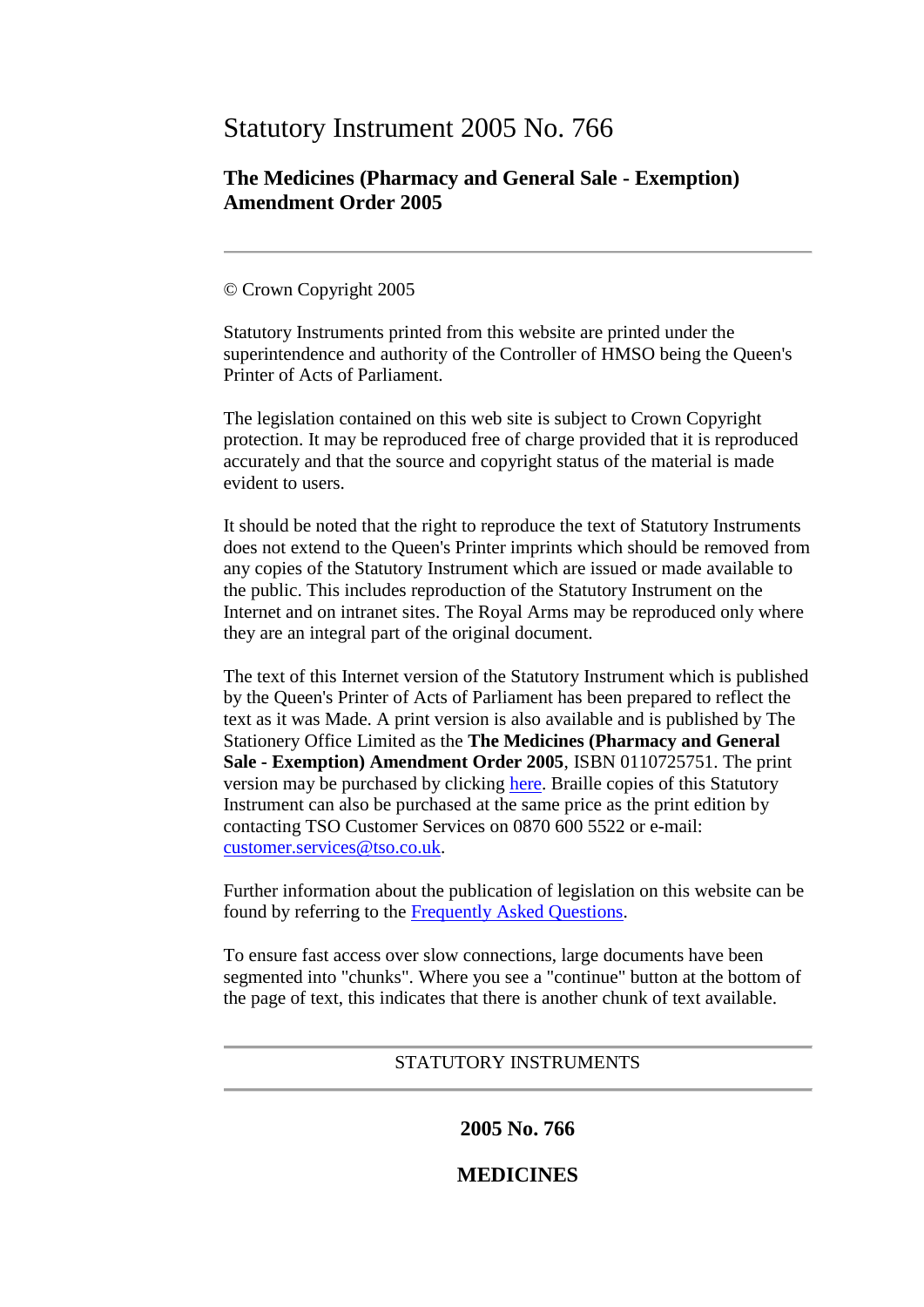# Statutory Instrument 2005 No. 766

## The Medicines (Pharmacy and General Sale - Exemption) Amendment Order 2005

---

© Crown Copyright 2005

Statutory Instruments printed from this website are printed under the superintendence and authority of the Controller of HMSO being the Queen's Printer of Acts of Parliament.

The legislation contained on this web site is subject to Crown Copyright protection. It may be reproduced free of charge provided that it is reproduced accurately and that the source and copyright status of the material is made evident to users.

It should be noted that the right to reproduce the text of Statutory Instruments does not extend to the Queen's Printer imprints which should be removed from any copies of the Statutory Instrument which are issued or made available to the public. This includes reproduction of the Statutory Instrument on the Internet and on intranet sites. The Royal Arms may be reproduced only where they are an integral part of the original document.

The text of this Internet version of the Statutory Instrument which is published by the Queen's Printer of Acts of Parliament has been prepared to reflect the text as it was Made. A print version is also available and is published by The Stationery Office Limited as the **The Medicines (Pharmacy and General Sale - Exemption) Amendment Order 2005**, ISBN 0110725751. The print version may be purchased by clicking here. Braille copies of this Statutory Instrument can also be purchased at the same price as the print edition by contacting TSO Customer Services on 0870 600 5522 or e-mail: customer.services@tso.co.uk.

Further information about the publication of legislation on this website can be found by referring to the Frequently Asked Questions.

To ensure fast access over slow connections, large documents have been segmented into "chunks". Where you see a "continue" button at the bottom of the page of text, this indicates that there is another chunk of text available.

---

STATUTORY INSTRUMENTS

---

**2005 No. 766**

**MEDICINES**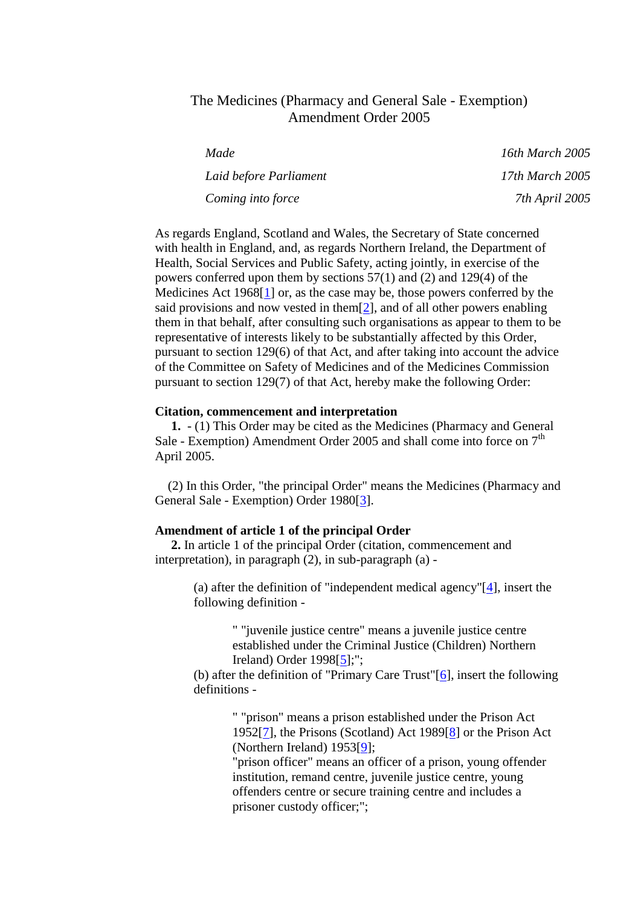# The Medicines (Pharmacy and General Sale - Exemption) Amendment Order 2005

| | |
|---|---|
| *Made* | *16th March 2005* |
| *Laid before Parliament* | *17th March 2005* |
| *Coming into force* | *7th April 2005* |

As regards England, Scotland and Wales, the Secretary of State concerned with health in England, and, as regards Northern Ireland, the Department of Health, Social Services and Public Safety, acting jointly, in exercise of the powers conferred upon them by sections 57(1) and (2) and 129(4) of the Medicines Act 1968[1] or, as the case may be, those powers conferred by the said provisions and now vested in them[2], and of all other powers enabling them in that behalf, after consulting such organisations as appear to them to be representative of interests likely to be substantially affected by this Order, pursuant to section 129(6) of that Act, and after taking into account the advice of the Committee on Safety of Medicines and of the Medicines Commission pursuant to section 129(7) of that Act, hereby make the following Order:

**Citation, commencement and interpretation**

**1.** - (1) This Order may be cited as the Medicines (Pharmacy and General Sale - Exemption) Amendment Order 2005 and shall come into force on 7th April 2005.

(2) In this Order, "the principal Order" means the Medicines (Pharmacy and General Sale - Exemption) Order 1980[3].

**Amendment of article 1 of the principal Order**

**2.** In article 1 of the principal Order (citation, commencement and interpretation), in paragraph (2), in sub-paragraph (a) -

(a) after the definition of "independent medical agency"[4], insert the following definition -

" "juvenile justice centre" means a juvenile justice centre established under the Criminal Justice (Children) Northern Ireland) Order 1998[5];";

(b) after the definition of "Primary Care Trust"[6], insert the following definitions -

" "prison" means a prison established under the Prison Act 1952[7], the Prisons (Scotland) Act 1989[8] or the Prison Act (Northern Ireland) 1953[9];

"prison officer" means an officer of a prison, young offender institution, remand centre, juvenile justice centre, young offenders centre or secure training centre and includes a prisoner custody officer;";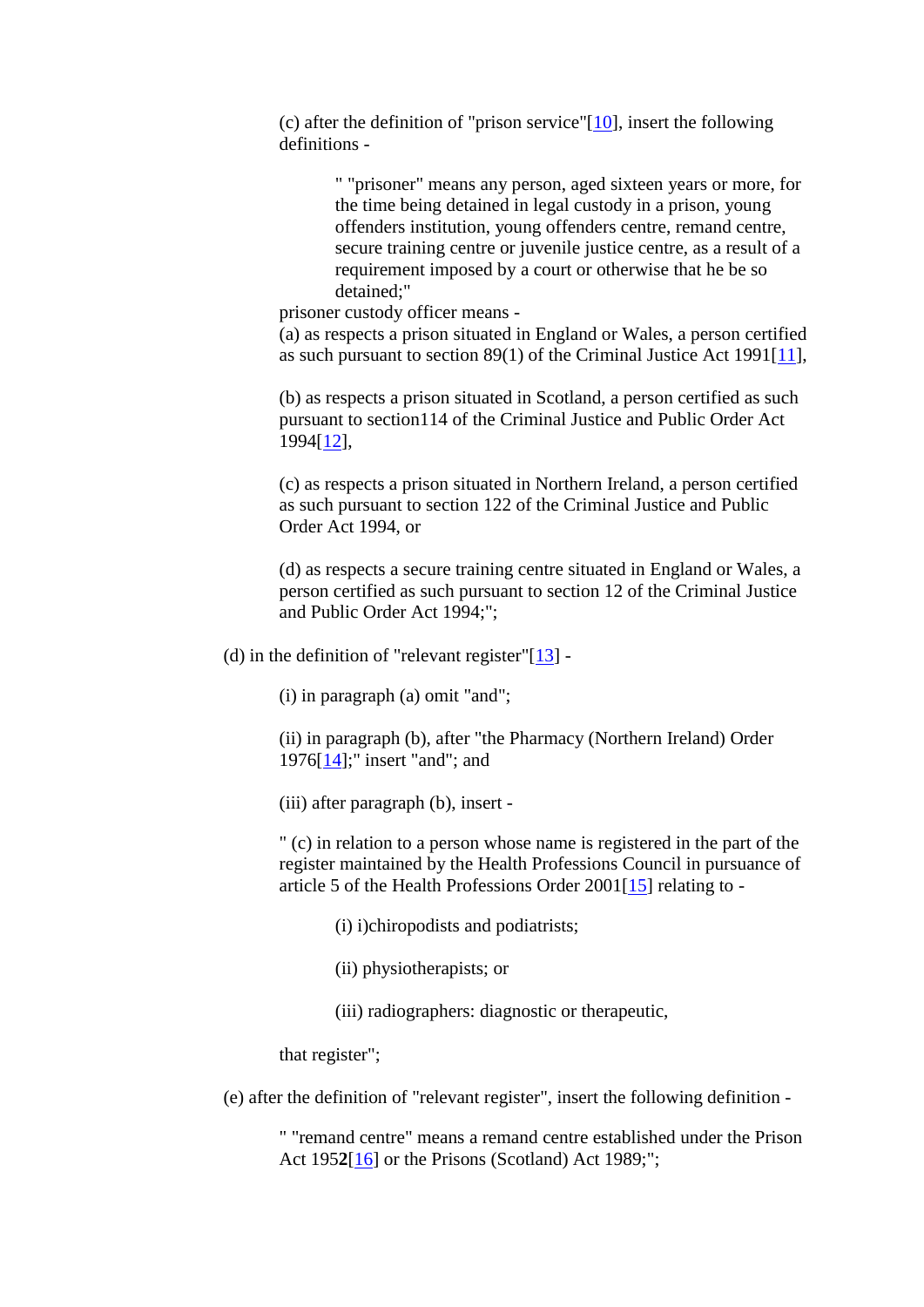(c) after the definition of "prison service"[10], insert the following definitions -

> " "prisoner" means any person, aged sixteen years or more, for the time being detained in legal custody in a prison, young offenders institution, young offenders centre, remand centre, secure training centre or juvenile justice centre, as a result of a requirement imposed by a court or otherwise that he be so detained;"

prisoner custody officer means -

(a) as respects a prison situated in England or Wales, a person certified as such pursuant to section 89(1) of the Criminal Justice Act 1991[11],

(b) as respects a prison situated in Scotland, a person certified as such pursuant to section114 of the Criminal Justice and Public Order Act 1994[12],

(c) as respects a prison situated in Northern Ireland, a person certified as such pursuant to section 122 of the Criminal Justice and Public Order Act 1994, or

(d) as respects a secure training centre situated in England or Wales, a person certified as such pursuant to section 12 of the Criminal Justice and Public Order Act 1994;";

(d) in the definition of "relevant register"[13] -

(i) in paragraph (a) omit "and";

(ii) in paragraph (b), after "the Pharmacy (Northern Ireland) Order 1976[14];" insert "and"; and

(iii) after paragraph (b), insert -

" (c) in relation to a person whose name is registered in the part of the register maintained by the Health Professions Council in pursuance of article 5 of the Health Professions Order 2001[15] relating to -

> (i) i)chiropodists and podiatrists;
>
> (ii) physiotherapists; or
>
> (iii) radiographers: diagnostic or therapeutic,

that register";

(e) after the definition of "relevant register", insert the following definition -

" "remand centre" means a remand centre established under the Prison Act 195**2**[16] or the Prisons (Scotland) Act 1989;";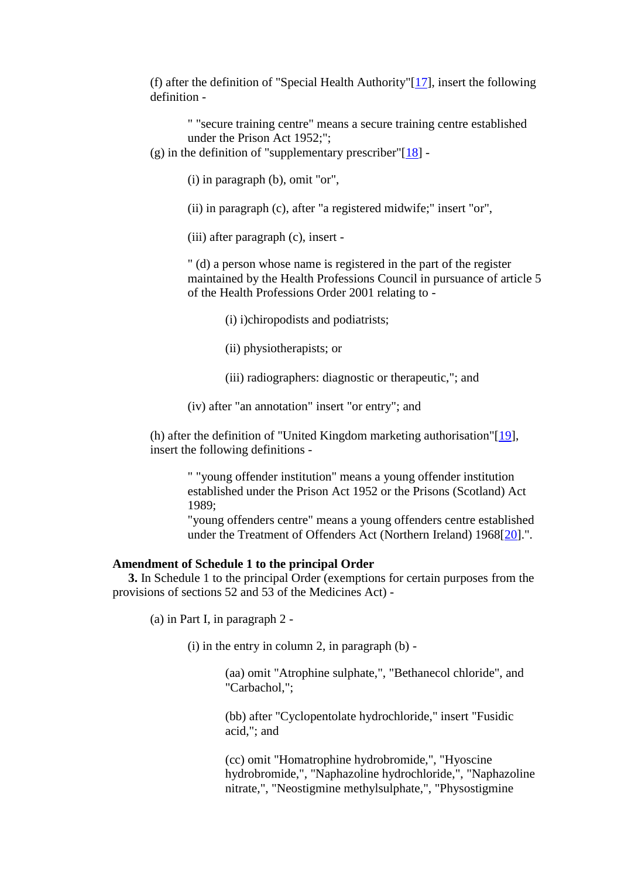(f) after the definition of "Special Health Authority"[17], insert the following definition -

" "secure training centre" means a secure training centre established under the Prison Act 1952;";

(g) in the definition of "supplementary prescriber"[18] -

(i) in paragraph (b), omit "or",

(ii) in paragraph (c), after "a registered midwife;" insert "or",

(iii) after paragraph (c), insert -

" (d) a person whose name is registered in the part of the register maintained by the Health Professions Council in pursuance of article 5 of the Health Professions Order 2001 relating to -

(i) i)chiropodists and podiatrists;

(ii) physiotherapists; or

(iii) radiographers: diagnostic or therapeutic,"; and

(iv) after "an annotation" insert "or entry"; and

(h) after the definition of "United Kingdom marketing authorisation"[19], insert the following definitions -

" "young offender institution" means a young offender institution established under the Prison Act 1952 or the Prisons (Scotland) Act 1989;

"young offenders centre" means a young offenders centre established under the Treatment of Offenders Act (Northern Ireland) 1968[20].".

**Amendment of Schedule 1 to the principal Order**

**3.** In Schedule 1 to the principal Order (exemptions for certain purposes from the provisions of sections 52 and 53 of the Medicines Act) -

(a) in Part I, in paragraph 2 -

(i) in the entry in column 2, in paragraph (b) -

(aa) omit "Atrophine sulphate,", "Bethanecol chloride", and "Carbachol,";

(bb) after "Cyclopentolate hydrochloride," insert "Fusidic acid,"; and

(cc) omit "Homatrophine hydrobromide,", "Hyoscine hydrobromide,", "Naphazoline hydrochloride,", "Naphazoline nitrate,", "Neostigmine methylsulphate,", "Physostigmine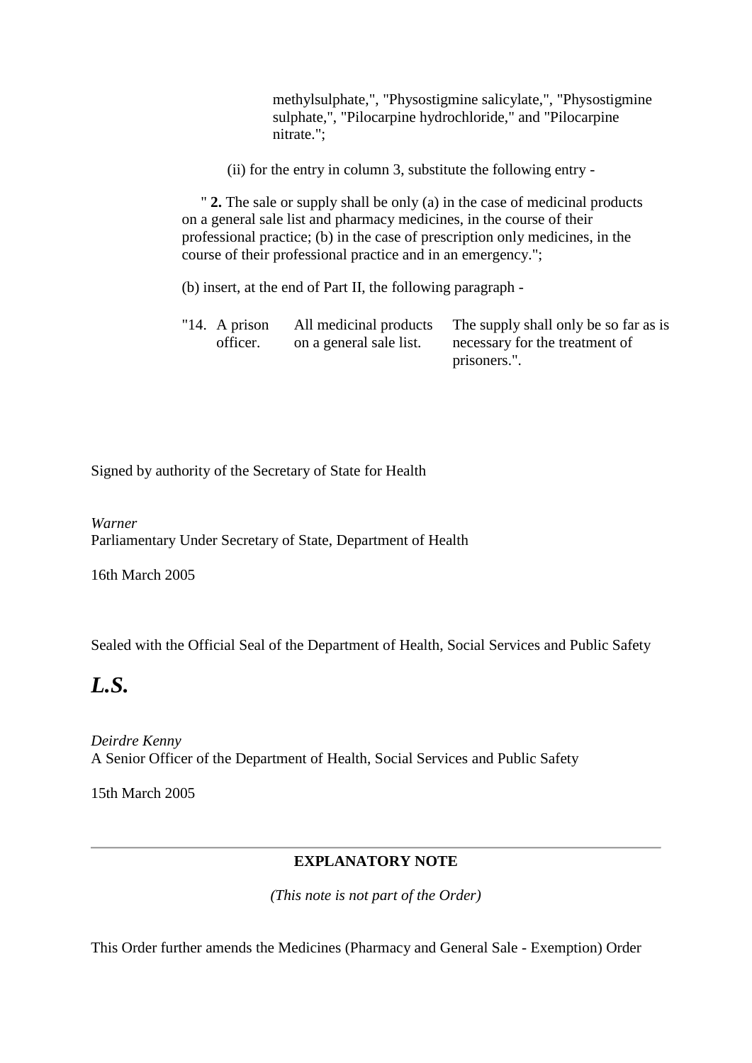methylsulphate,", "Physostigmine salicylate,", "Physostigmine sulphate,", "Pilocarpine hydrochloride," and "Pilocarpine nitrate.";

(ii) for the entry in column 3, substitute the following entry -

" **2.** The sale or supply shall be only (a) in the case of medicinal products on a general sale list and pharmacy medicines, in the course of their professional practice; (b) in the case of prescription only medicines, in the course of their professional practice and in an emergency.";

(b) insert, at the end of Part II, the following paragraph -

| | | |
|---|---|---|
| "14. A prison officer. | All medicinal products on a general sale list. | The supply shall only be so far as is necessary for the treatment of prisoners.". |

Signed by authority of the Secretary of State for Health

*Warner*
Parliamentary Under Secretary of State, Department of Health

16th March 2005

Sealed with the Official Seal of the Department of Health, Social Services and Public Safety

## *L.S.*

*Deirdre Kenny*
A Senior Officer of the Department of Health, Social Services and Public Safety

15th March 2005

---

**EXPLANATORY NOTE**

*(This note is not part of the Order)*

This Order further amends the Medicines (Pharmacy and General Sale - Exemption) Order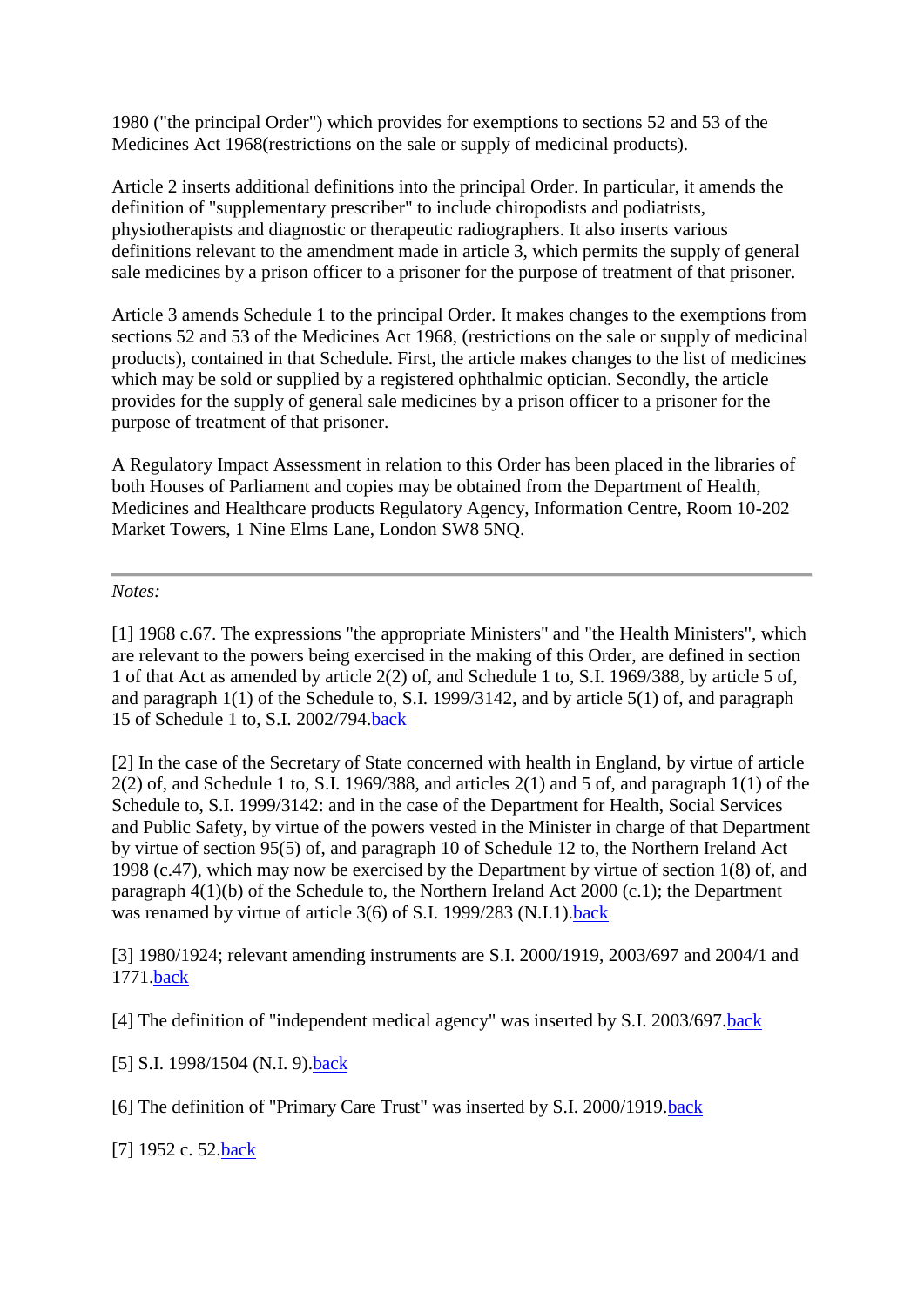1980 ("the principal Order") which provides for exemptions to sections 52 and 53 of the Medicines Act 1968(restrictions on the sale or supply of medicinal products).

Article 2 inserts additional definitions into the principal Order. In particular, it amends the definition of "supplementary prescriber" to include chiropodists and podiatrists, physiotherapists and diagnostic or therapeutic radiographers. It also inserts various definitions relevant to the amendment made in article 3, which permits the supply of general sale medicines by a prison officer to a prisoner for the purpose of treatment of that prisoner.

Article 3 amends Schedule 1 to the principal Order. It makes changes to the exemptions from sections 52 and 53 of the Medicines Act 1968, (restrictions on the sale or supply of medicinal products), contained in that Schedule. First, the article makes changes to the list of medicines which may be sold or supplied by a registered ophthalmic optician. Secondly, the article provides for the supply of general sale medicines by a prison officer to a prisoner for the purpose of treatment of that prisoner.

A Regulatory Impact Assessment in relation to this Order has been placed in the libraries of both Houses of Parliament and copies may be obtained from the Department of Health, Medicines and Healthcare products Regulatory Agency, Information Centre, Room 10-202 Market Towers, 1 Nine Elms Lane, London SW8 5NQ.

---

*Notes:*

[1] 1968 c.67. The expressions "the appropriate Ministers" and "the Health Ministers", which are relevant to the powers being exercised in the making of this Order, are defined in section 1 of that Act as amended by article 2(2) of, and Schedule 1 to, S.I. 1969/388, by article 5 of, and paragraph 1(1) of the Schedule to, S.I. 1999/3142, and by article 5(1) of, and paragraph 15 of Schedule 1 to, S.I. 2002/794.back

[2] In the case of the Secretary of State concerned with health in England, by virtue of article 2(2) of, and Schedule 1 to, S.I. 1969/388, and articles 2(1) and 5 of, and paragraph 1(1) of the Schedule to, S.I. 1999/3142: and in the case of the Department for Health, Social Services and Public Safety, by virtue of the powers vested in the Minister in charge of that Department by virtue of section 95(5) of, and paragraph 10 of Schedule 12 to, the Northern Ireland Act 1998 (c.47), which may now be exercised by the Department by virtue of section 1(8) of, and paragraph 4(1)(b) of the Schedule to, the Northern Ireland Act 2000 (c.1); the Department was renamed by virtue of article 3(6) of S.I. 1999/283 (N.I.1).back

[3] 1980/1924; relevant amending instruments are S.I. 2000/1919, 2003/697 and 2004/1 and 1771.back

[4] The definition of "independent medical agency" was inserted by S.I. 2003/697.back

[5] S.I. 1998/1504 (N.I. 9).back

[6] The definition of "Primary Care Trust" was inserted by S.I. 2000/1919.back

[7] 1952 c. 52.back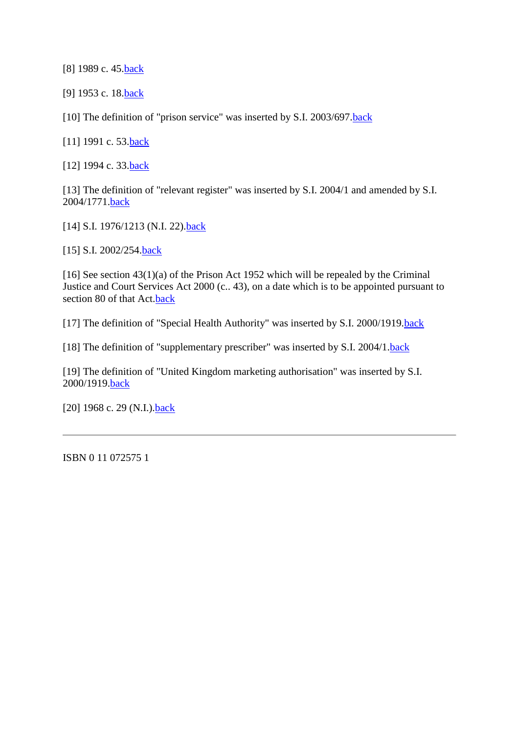[8] 1989 c. 45.back

[9] 1953 c. 18.back

[10] The definition of "prison service" was inserted by S.I. 2003/697.back

[11] 1991 c. 53.back

[12] 1994 c. 33.back

[13] The definition of "relevant register" was inserted by S.I. 2004/1 and amended by S.I. 2004/1771.back

[14] S.I. 1976/1213 (N.I. 22).back

[15] S.I. 2002/254.back

[16] See section 43(1)(a) of the Prison Act 1952 which will be repealed by the Criminal Justice and Court Services Act 2000 (c.. 43), on a date which is to be appointed pursuant to section 80 of that Act.back

[17] The definition of "Special Health Authority" was inserted by S.I. 2000/1919.back

[18] The definition of "supplementary prescriber" was inserted by S.I. 2004/1.back

[19] The definition of "United Kingdom marketing authorisation" was inserted by S.I. 2000/1919.back

[20] 1968 c. 29 (N.I.).back

---

ISBN 0 11 072575 1